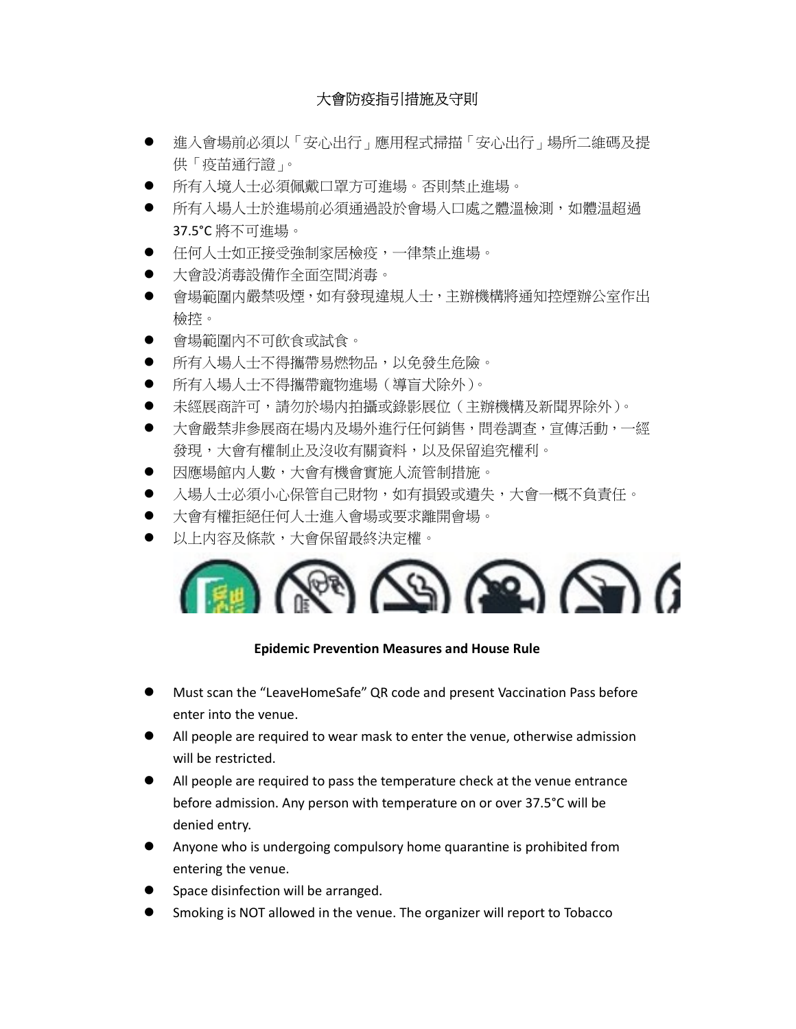# 大會防疫指引措施及守則

- 進入會場前必須以「安心出行」應用程式掃描「安心出行」場所二維碼及提供「疫苗通行證」。
- 所有入境人士必須佩戴口罩方可進場。否則禁止進場。
- 所有入場人士於進場前必須通過設於會場入口處之體溫檢測，如體溫超過 37.5°C 將不可進場。
- 任何人士如正接受強制家居檢疫，一律禁止進場。
- 大會設消毒設備作全面空間消毒。
- 會場範圍內嚴禁吸煙，如有發現違規人士，主辦機構將通知控煙辦公室作出檢控。
- 會場範圍內不可飲食或試食。
- 所有入場人士不得攜帶易燃物品，以免發生危險。
- 所有入場人士不得攜帶寵物進場（導盲犬除外）。
- 未經展商許可，請勿於場內拍攝或錄影展位（主辦機構及新聞界除外）。
- 大會嚴禁非參展商在場內及場外進行任何銷售，問卷調查，宣傳活動，一經發現，大會有權制止及沒收有關資料，以及保留追究權利。
- 因應場館內人數，大會有機會實施人流管制措施。
- 入場人士必須小心保管自己財物，如有損毀或遺失，大會一概不負責任。
- 大會有權拒絕任何人士進入會場或要求離開會場。
- 以上內容及條款，大會保留最終決定權。

## Epidemic Prevention Measures and House Rule

- Must scan the "LeaveHomeSafe" QR code and present Vaccination Pass before enter into the venue.
- All people are required to wear mask to enter the venue, otherwise admission will be restricted.
- All people are required to pass the temperature check at the venue entrance before admission. Any person with temperature on or over 37.5°C will be denied entry.
- Anyone who is undergoing compulsory home quarantine is prohibited from entering the venue.
- Space disinfection will be arranged.
- Smoking is NOT allowed in the venue. The organizer will report to Tobacco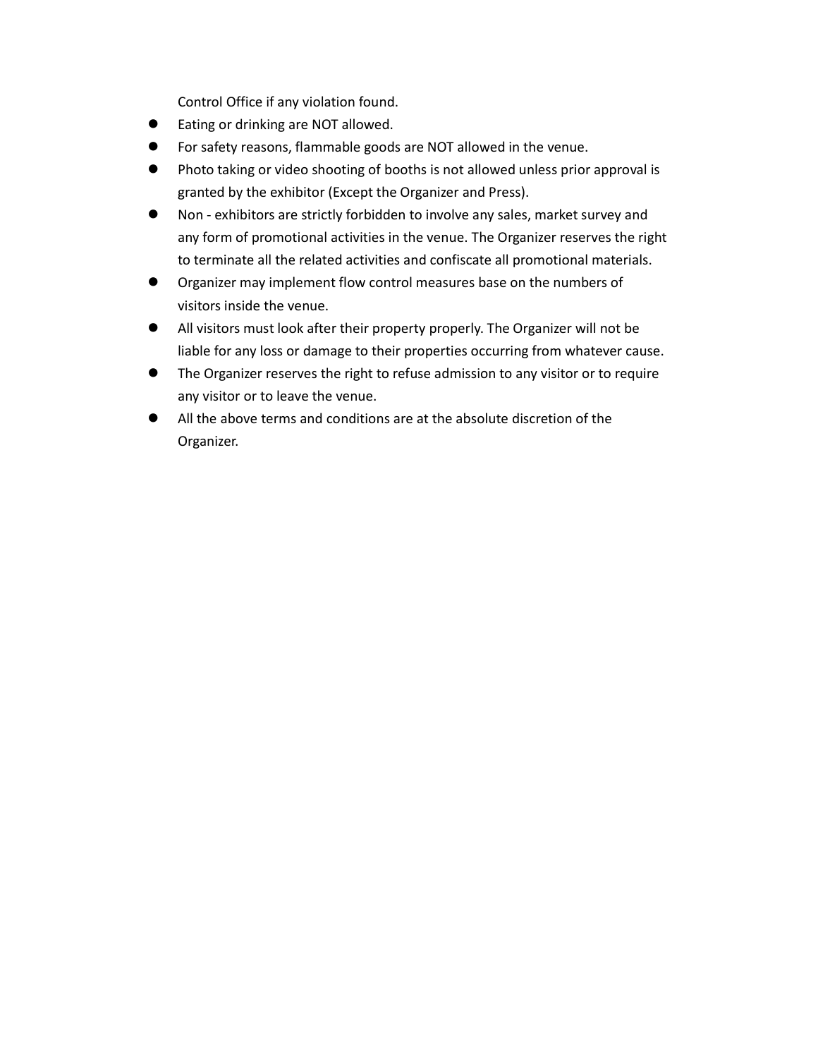Control Office if any violation found.

- Eating or drinking are NOT allowed.
- For safety reasons, flammable goods are NOT allowed in the venue.
- Photo taking or video shooting of booths is not allowed unless prior approval is granted by the exhibitor (Except the Organizer and Press).
- Non - exhibitors are strictly forbidden to involve any sales, market survey and any form of promotional activities in the venue. The Organizer reserves the right to terminate all the related activities and confiscate all promotional materials.
- Organizer may implement flow control measures base on the numbers of visitors inside the venue.
- All visitors must look after their property properly. The Organizer will not be liable for any loss or damage to their properties occurring from whatever cause.
- The Organizer reserves the right to refuse admission to any visitor or to require any visitor or to leave the venue.
- All the above terms and conditions are at the absolute discretion of the Organizer.